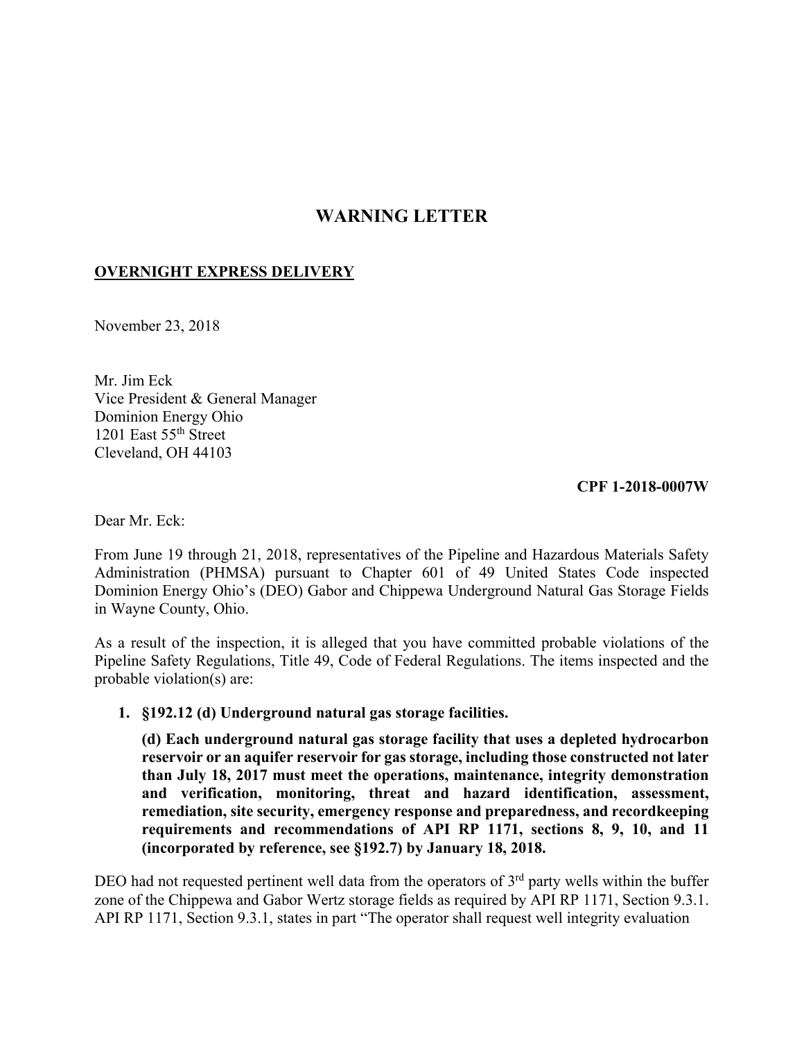# WARNING LETTER

**OVERNIGHT EXPRESS DELIVERY**

November 23, 2018

Mr. Jim Eck
Vice President & General Manager
Dominion Energy Ohio
1201 East 55th Street
Cleveland, OH 44103

**CPF 1-2018-0007W**

Dear Mr. Eck:

From June 19 through 21, 2018, representatives of the Pipeline and Hazardous Materials Safety Administration (PHMSA) pursuant to Chapter 601 of 49 United States Code inspected Dominion Energy Ohio's (DEO) Gabor and Chippewa Underground Natural Gas Storage Fields in Wayne County, Ohio.

As a result of the inspection, it is alleged that you have committed probable violations of the Pipeline Safety Regulations, Title 49, Code of Federal Regulations. The items inspected and the probable violation(s) are:

1. **§192.12 (d) Underground natural gas storage facilities.**

   **(d) Each underground natural gas storage facility that uses a depleted hydrocarbon reservoir or an aquifer reservoir for gas storage, including those constructed not later than July 18, 2017 must meet the operations, maintenance, integrity demonstration and verification, monitoring, threat and hazard identification, assessment, remediation, site security, emergency response and preparedness, and recordkeeping requirements and recommendations of API RP 1171, sections 8, 9, 10, and 11 (incorporated by reference, see §192.7) by January 18, 2018.**

DEO had not requested pertinent well data from the operators of 3rd party wells within the buffer zone of the Chippewa and Gabor Wertz storage fields as required by API RP 1171, Section 9.3.1. API RP 1171, Section 9.3.1, states in part "The operator shall request well integrity evaluation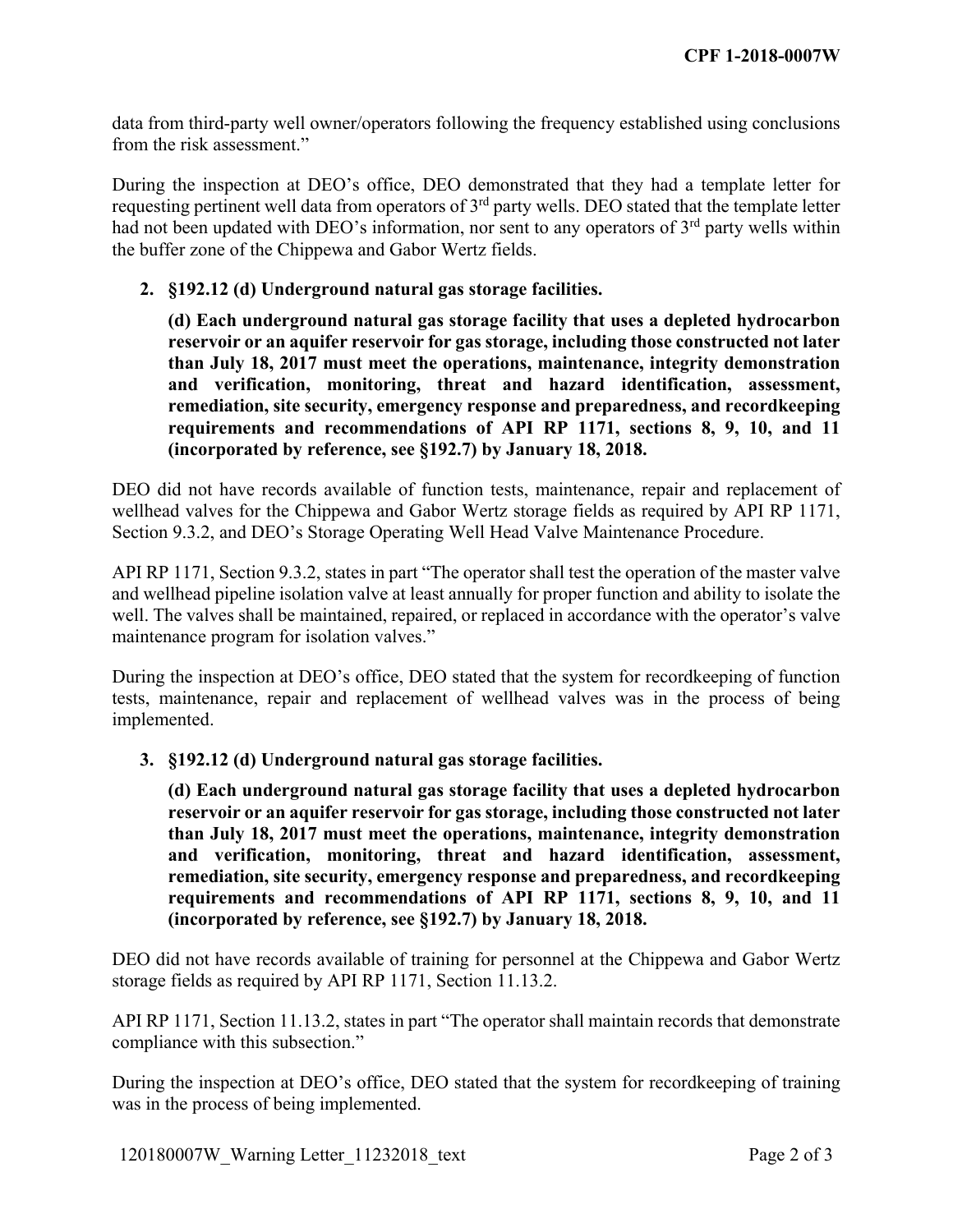data from third-party well owner/operators following the frequency established using conclusions from the risk assessment."

During the inspection at DEO's office, DEO demonstrated that they had a template letter for requesting pertinent well data from operators of 3rd party wells. DEO stated that the template letter had not been updated with DEO's information, nor sent to any operators of 3rd party wells within the buffer zone of the Chippewa and Gabor Wertz fields.

2. **§192.12 (d) Underground natural gas storage facilities.**

   **(d) Each underground natural gas storage facility that uses a depleted hydrocarbon reservoir or an aquifer reservoir for gas storage, including those constructed not later than July 18, 2017 must meet the operations, maintenance, integrity demonstration and verification, monitoring, threat and hazard identification, assessment, remediation, site security, emergency response and preparedness, and recordkeeping requirements and recommendations of API RP 1171, sections 8, 9, 10, and 11 (incorporated by reference, see §192.7) by January 18, 2018.**

DEO did not have records available of function tests, maintenance, repair and replacement of wellhead valves for the Chippewa and Gabor Wertz storage fields as required by API RP 1171, Section 9.3.2, and DEO's Storage Operating Well Head Valve Maintenance Procedure.

API RP 1171, Section 9.3.2, states in part "The operator shall test the operation of the master valve and wellhead pipeline isolation valve at least annually for proper function and ability to isolate the well. The valves shall be maintained, repaired, or replaced in accordance with the operator's valve maintenance program for isolation valves."

During the inspection at DEO's office, DEO stated that the system for recordkeeping of function tests, maintenance, repair and replacement of wellhead valves was in the process of being implemented.

3. **§192.12 (d) Underground natural gas storage facilities.**

   **(d) Each underground natural gas storage facility that uses a depleted hydrocarbon reservoir or an aquifer reservoir for gas storage, including those constructed not later than July 18, 2017 must meet the operations, maintenance, integrity demonstration and verification, monitoring, threat and hazard identification, assessment, remediation, site security, emergency response and preparedness, and recordkeeping requirements and recommendations of API RP 1171, sections 8, 9, 10, and 11 (incorporated by reference, see §192.7) by January 18, 2018.**

DEO did not have records available of training for personnel at the Chippewa and Gabor Wertz storage fields as required by API RP 1171, Section 11.13.2.

API RP 1171, Section 11.13.2, states in part "The operator shall maintain records that demonstrate compliance with this subsection."

During the inspection at DEO's office, DEO stated that the system for recordkeeping of training was in the process of being implemented.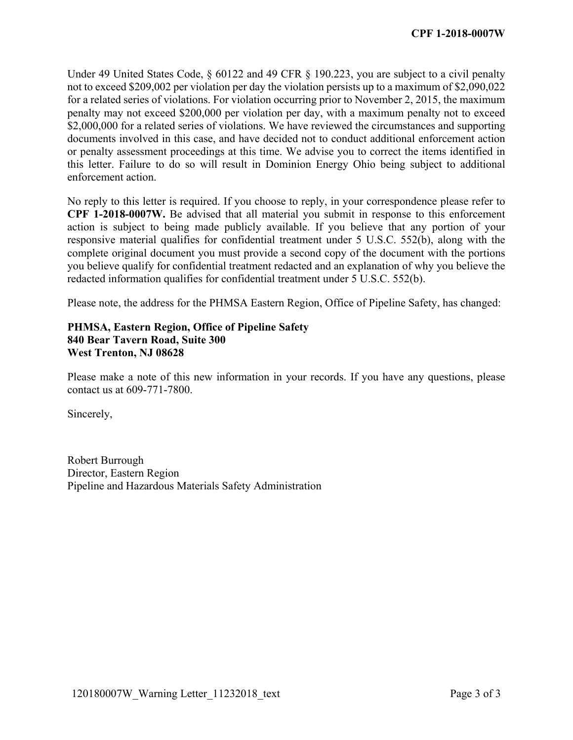Under 49 United States Code, § 60122 and 49 CFR § 190.223, you are subject to a civil penalty not to exceed $209,002 per violation per day the violation persists up to a maximum of $2,090,022 for a related series of violations. For violation occurring prior to November 2, 2015, the maximum penalty may not exceed $200,000 per violation per day, with a maximum penalty not to exceed $2,000,000 for a related series of violations. We have reviewed the circumstances and supporting documents involved in this case, and have decided not to conduct additional enforcement action or penalty assessment proceedings at this time. We advise you to correct the items identified in this letter. Failure to do so will result in Dominion Energy Ohio being subject to additional enforcement action.

No reply to this letter is required. If you choose to reply, in your correspondence please refer to **CPF 1-2018-0007W.** Be advised that all material you submit in response to this enforcement action is subject to being made publicly available. If you believe that any portion of your responsive material qualifies for confidential treatment under 5 U.S.C. 552(b), along with the complete original document you must provide a second copy of the document with the portions you believe qualify for confidential treatment redacted and an explanation of why you believe the redacted information qualifies for confidential treatment under 5 U.S.C. 552(b).

Please note, the address for the PHMSA Eastern Region, Office of Pipeline Safety, has changed:

**PHMSA, Eastern Region, Office of Pipeline Safety**
**840 Bear Tavern Road, Suite 300**
**West Trenton, NJ 08628**

Please make a note of this new information in your records. If you have any questions, please contact us at 609-771-7800.

Sincerely,

Robert Burrough
Director, Eastern Region
Pipeline and Hazardous Materials Safety Administration